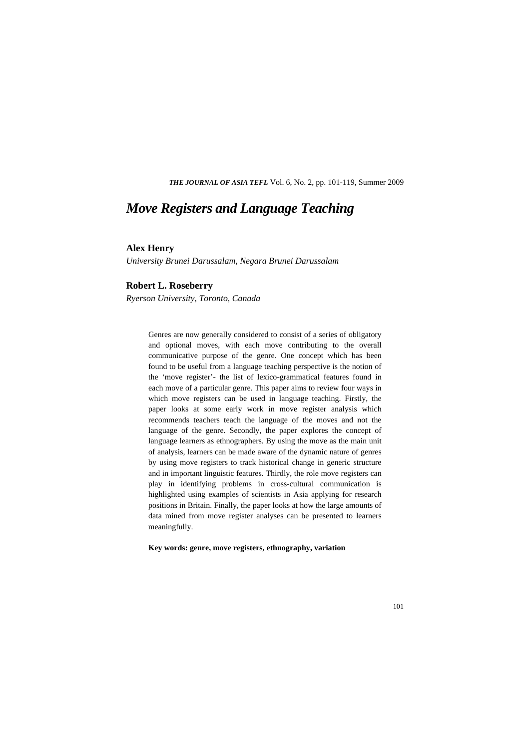# *Move Registers and Language Teaching*

**Alex Henry**

*University Brunei Darussalam, Negara Brunei Darussalam*

**Robert L. Roseberry**

*Ryerson University, Toronto, Canada*

Genres are now generally considered to consist of a series of obligatory and optional moves, with each move contributing to the overall communicative purpose of the genre. One concept which has been found to be useful from a language teaching perspective is the notion of the 'move register'- the list of lexico-grammatical features found in each move of a particular genre. This paper aims to review four ways in which move registers can be used in language teaching. Firstly, the paper looks at some early work in move register analysis which recommends teachers teach the language of the moves and not the language of the genre. Secondly, the paper explores the concept of language learners as ethnographers. By using the move as the main unit of analysis, learners can be made aware of the dynamic nature of genres by using move registers to track historical change in generic structure and in important linguistic features. Thirdly, the role move registers can play in identifying problems in cross-cultural communication is highlighted using examples of scientists in Asia applying for research positions in Britain. Finally, the paper looks at how the large amounts of data mined from move register analyses can be presented to learners meaningfully.

**Key words: genre, move registers, ethnography, variation**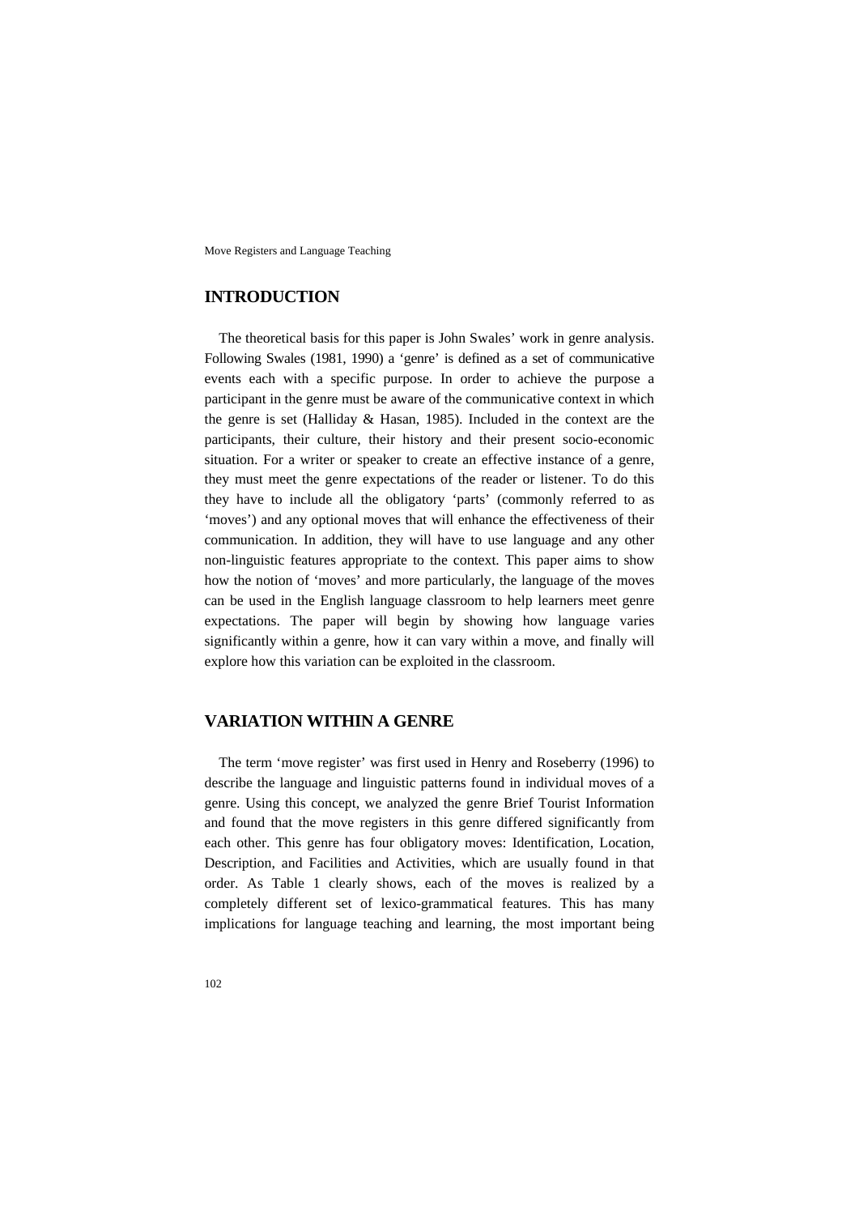## INTRODUCTION

The theoretical basis for this paper is John Swales' work in genre analysis. Following Swales (1981, 1990) a 'genre' is defined as a set of communicative events each with a specific purpose. In order to achieve the purpose a participant in the genre must be aware of the communicative context in which the genre is set (Halliday & Hasan, 1985). Included in the context are the participants, their culture, their history and their present socio-economic situation. For a writer or speaker to create an effective instance of a genre, they must meet the genre expectations of the reader or listener. To do this they have to include all the obligatory 'parts' (commonly referred to as 'moves') and any optional moves that will enhance the effectiveness of their communication. In addition, they will have to use language and any other non-linguistic features appropriate to the context. This paper aims to show how the notion of 'moves' and more particularly, the language of the moves can be used in the English language classroom to help learners meet genre expectations. The paper will begin by showing how language varies significantly within a genre, how it can vary within a move, and finally will explore how this variation can be exploited in the classroom.

## VARIATION WITHIN A GENRE

The term 'move register' was first used in Henry and Roseberry (1996) to describe the language and linguistic patterns found in individual moves of a genre. Using this concept, we analyzed the genre Brief Tourist Information and found that the move registers in this genre differed significantly from each other. This genre has four obligatory moves: Identification, Location, Description, and Facilities and Activities, which are usually found in that order. As Table 1 clearly shows, each of the moves is realized by a completely different set of lexico-grammatical features. This has many implications for language teaching and learning, the most important being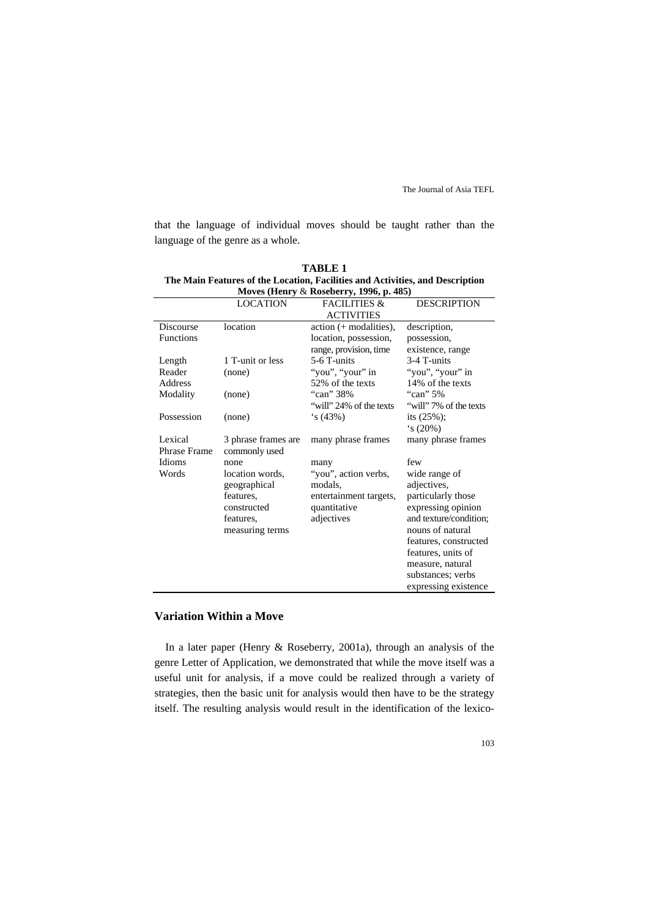that the language of individual moves should be taught rather than the language of the genre as a whole.

**TABLE 1**
**The Main Features of the Location, Facilities and Activities, and Description Moves (Henry & Roseberry, 1996, p. 485)**

| | LOCATION | FACILITIES & ACTIVITIES | DESCRIPTION |
|---|---|---|---|
| Discourse Functions | location | action (+ modalities), location, possession, range, provision, time | description, possession, existence, range |
| Length | 1 T-unit or less | 5-6 T-units | 3-4 T-units |
| Reader Address | (none) | "you", "your" in 52% of the texts | "you", "your" in 14% of the texts |
| Modality | (none) | "can" 38% "will" 24% of the texts | "can" 5% "will" 7% of the texts |
| Possession | (none) | 's (43%) | its (25%); 's (20%) |
| Lexical Phrase Frame | 3 phrase frames are commonly used | many phrase frames | many phrase frames |
| Idioms | none | many | few |
| Words | location words, geographical features, constructed features, measuring terms | "you", action verbs, modals, entertainment targets, quantitative adjectives | wide range of adjectives, particularly those expressing opinion and texture/condition; nouns of natural features, constructed features, units of measure, natural substances; verbs expressing existence |

## Variation Within a Move

In a later paper (Henry & Roseberry, 2001a), through an analysis of the genre Letter of Application, we demonstrated that while the move itself was a useful unit for analysis, if a move could be realized through a variety of strategies, then the basic unit for analysis would then have to be the strategy itself. The resulting analysis would result in the identification of the lexico-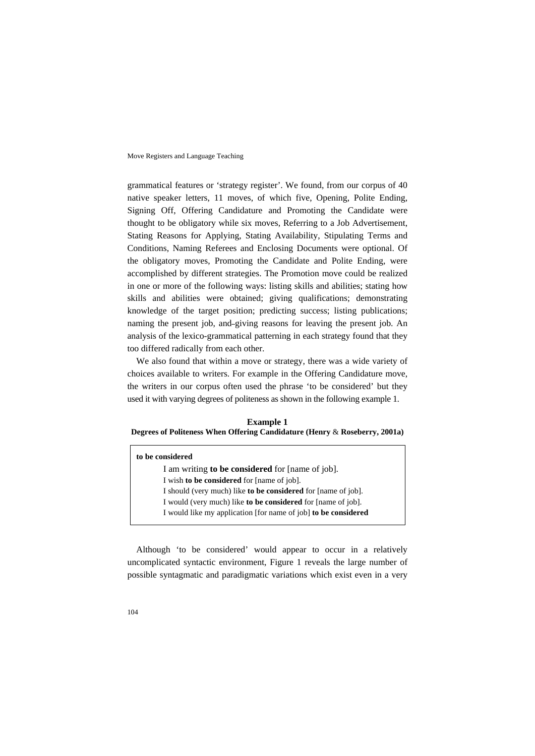grammatical features or 'strategy register'. We found, from our corpus of 40 native speaker letters, 11 moves, of which five, Opening, Polite Ending, Signing Off, Offering Candidature and Promoting the Candidate were thought to be obligatory while six moves, Referring to a Job Advertisement, Stating Reasons for Applying, Stating Availability, Stipulating Terms and Conditions, Naming Referees and Enclosing Documents were optional. Of the obligatory moves, Promoting the Candidate and Polite Ending, were accomplished by different strategies. The Promotion move could be realized in one or more of the following ways: listing skills and abilities; stating how skills and abilities were obtained; giving qualifications; demonstrating knowledge of the target position; predicting success; listing publications; naming the present job, and giving reasons for leaving the present job. An analysis of the lexico-grammatical patterning in each strategy found that they too differed radically from each other.

We also found that within a move or strategy, there was a wide variety of choices available to writers. For example in the Offering Candidature move, the writers in our corpus often used the phrase 'to be considered' but they used it with varying degrees of politeness as shown in the following example 1.

**Example 1**
**Degrees of Politeness When Offering Candidature (Henry & Roseberry, 2001a)**

**to be considered**

I am writing **to be considered** for [name of job].
I wish **to be considered** for [name of job].
I should (very much) like **to be considered** for [name of job].
I would (very much) like **to be considered** for [name of job].
I would like my application [for name of job] **to be considered**

Although 'to be considered' would appear to occur in a relatively uncomplicated syntactic environment, Figure 1 reveals the large number of possible syntagmatic and paradigmatic variations which exist even in a very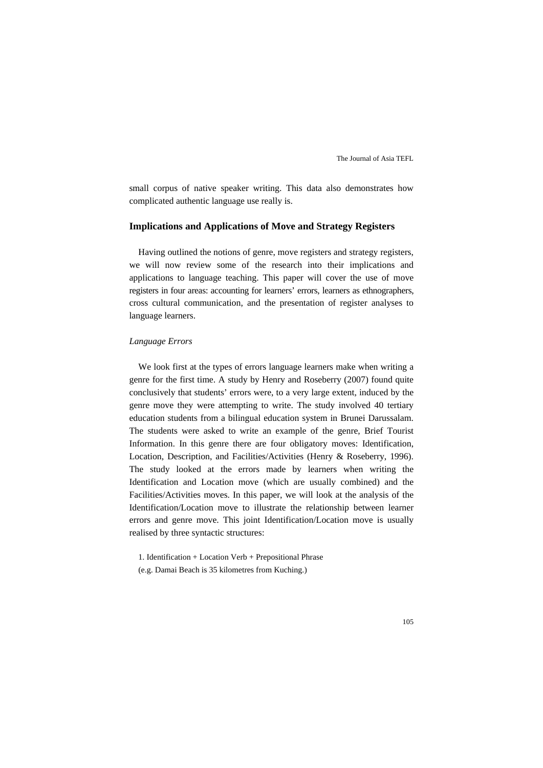small corpus of native speaker writing. This data also demonstrates how complicated authentic language use really is.

## Implications and Applications of Move and Strategy Registers

Having outlined the notions of genre, move registers and strategy registers, we will now review some of the research into their implications and applications to language teaching. This paper will cover the use of move registers in four areas: accounting for learners' errors, learners as ethnographers, cross cultural communication, and the presentation of register analyses to language learners.

### *Language Errors*

We look first at the types of errors language learners make when writing a genre for the first time. A study by Henry and Roseberry (2007) found quite conclusively that students' errors were, to a very large extent, induced by the genre move they were attempting to write. The study involved 40 tertiary education students from a bilingual education system in Brunei Darussalam. The students were asked to write an example of the genre, Brief Tourist Information. In this genre there are four obligatory moves: Identification, Location, Description, and Facilities/Activities (Henry & Roseberry, 1996). The study looked at the errors made by learners when writing the Identification and Location move (which are usually combined) and the Facilities/Activities moves. In this paper, we will look at the analysis of the Identification/Location move to illustrate the relationship between learner errors and genre move. This joint Identification/Location move is usually realised by three syntactic structures:

1. Identification + Location Verb + Prepositional Phrase
(e.g. Damai Beach is 35 kilometres from Kuching.)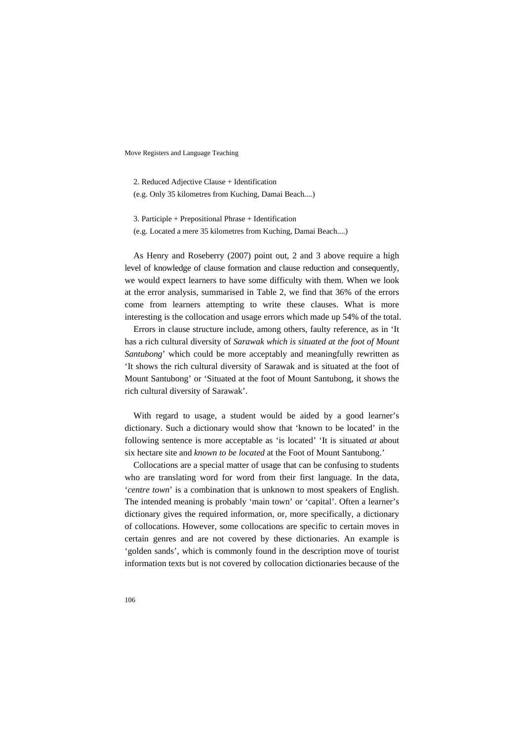2. Reduced Adjective Clause + Identification
(e.g. Only 35 kilometres from Kuching, Damai Beach....)

3. Participle + Prepositional Phrase + Identification
(e.g. Located a mere 35 kilometres from Kuching, Damai Beach....)

As Henry and Roseberry (2007) point out, 2 and 3 above require a high level of knowledge of clause formation and clause reduction and consequently, we would expect learners to have some difficulty with them. When we look at the error analysis, summarised in Table 2, we find that 36% of the errors come from learners attempting to write these clauses. What is more interesting is the collocation and usage errors which made up 54% of the total.

Errors in clause structure include, among others, faulty reference, as in 'It has a rich cultural diversity of *Sarawak which is situated at the foot of Mount Santubong*' which could be more acceptably and meaningfully rewritten as 'It shows the rich cultural diversity of Sarawak and is situated at the foot of Mount Santubong' or 'Situated at the foot of Mount Santubong, it shows the rich cultural diversity of Sarawak'.

With regard to usage, a student would be aided by a good learner's dictionary. Such a dictionary would show that 'known to be located' in the following sentence is more acceptable as 'is located' 'It is situated *at* about six hectare site and *known to be located* at the Foot of Mount Santubong.'

Collocations are a special matter of usage that can be confusing to students who are translating word for word from their first language. In the data, '*centre town*' is a combination that is unknown to most speakers of English. The intended meaning is probably 'main town' or 'capital'. Often a learner's dictionary gives the required information, or, more specifically, a dictionary of collocations. However, some collocations are specific to certain moves in certain genres and are not covered by these dictionaries. An example is 'golden sands', which is commonly found in the description move of tourist information texts but is not covered by collocation dictionaries because of the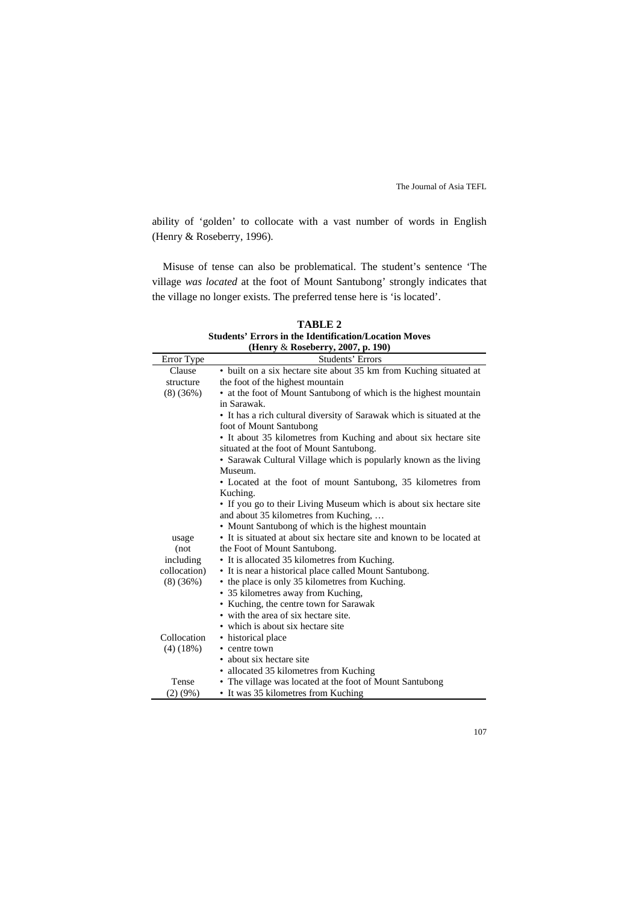ability of 'golden' to collocate with a vast number of words in English (Henry & Roseberry, 1996).

Misuse of tense can also be problematical. The student's sentence 'The village *was located* at the foot of Mount Santubong' strongly indicates that the village no longer exists. The preferred tense here is 'is located'.

**TABLE 2**
**Students' Errors in the Identification/Location Moves**
**(Henry & Roseberry, 2007, p. 190)**

| Error Type | Students' Errors |
|---|---|
| Clause structure (8) (36%) | • built on a six hectare site about 35 km from Kuching situated at the foot of the highest mountain<br>• at the foot of Mount Santubong of which is the highest mountain in Sarawak.<br>• It has a rich cultural diversity of Sarawak which is situated at the foot of Mount Santubong<br>• It about 35 kilometres from Kuching and about six hectare site situated at the foot of Mount Santubong.<br>• Sarawak Cultural Village which is popularly known as the living Museum.<br>• Located at the foot of mount Santubong, 35 kilometres from Kuching.<br>• If you go to their Living Museum which is about six hectare site and about 35 kilometres from Kuching, …<br>• Mount Santubong of which is the highest mountain |
| usage (not including collocation) (8) (36%) | • It is situated at about six hectare site and known to be located at the Foot of Mount Santubong.<br>• It is allocated 35 kilometres from Kuching.<br>• It is near a historical place called Mount Santubong.<br>• the place is only 35 kilometres from Kuching.<br>• 35 kilometres away from Kuching,<br>• Kuching, the centre town for Sarawak<br>• with the area of six hectare site.<br>• which is about six hectare site |
| Collocation (4) (18%) | • historical place<br>• centre town<br>• about six hectare site<br>• allocated 35 kilometres from Kuching |
| Tense (2) (9%) | • The village was located at the foot of Mount Santubong<br>• It was 35 kilometres from Kuching |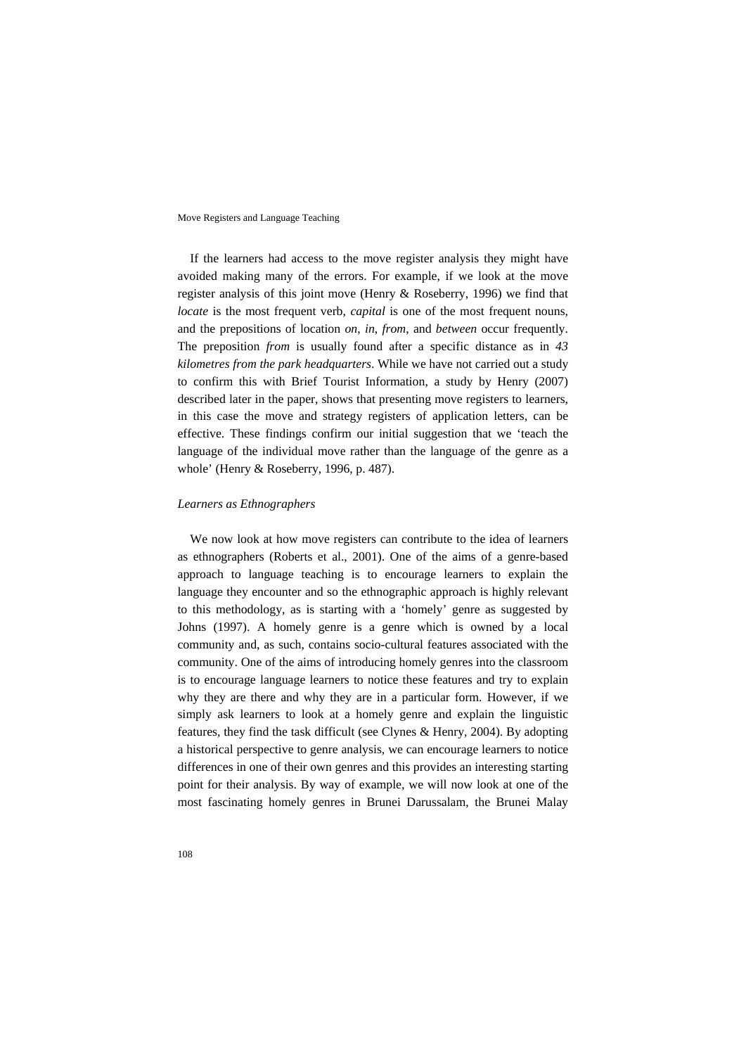If the learners had access to the move register analysis they might have avoided making many of the errors. For example, if we look at the move register analysis of this joint move (Henry & Roseberry, 1996) we find that *locate* is the most frequent verb, *capital* is one of the most frequent nouns, and the prepositions of location *on*, *in*, *from*, and *between* occur frequently. The preposition *from* is usually found after a specific distance as in *43 kilometres from the park headquarters*. While we have not carried out a study to confirm this with Brief Tourist Information, a study by Henry (2007) described later in the paper, shows that presenting move registers to learners, in this case the move and strategy registers of application letters, can be effective. These findings confirm our initial suggestion that we 'teach the language of the individual move rather than the language of the genre as a whole' (Henry & Roseberry, 1996, p. 487).

### *Learners as Ethnographers*

We now look at how move registers can contribute to the idea of learners as ethnographers (Roberts et al., 2001). One of the aims of a genre-based approach to language teaching is to encourage learners to explain the language they encounter and so the ethnographic approach is highly relevant to this methodology, as is starting with a 'homely' genre as suggested by Johns (1997). A homely genre is a genre which is owned by a local community and, as such, contains socio-cultural features associated with the community. One of the aims of introducing homely genres into the classroom is to encourage language learners to notice these features and try to explain why they are there and why they are in a particular form. However, if we simply ask learners to look at a homely genre and explain the linguistic features, they find the task difficult (see Clynes & Henry, 2004). By adopting a historical perspective to genre analysis, we can encourage learners to notice differences in one of their own genres and this provides an interesting starting point for their analysis. By way of example, we will now look at one of the most fascinating homely genres in Brunei Darussalam, the Brunei Malay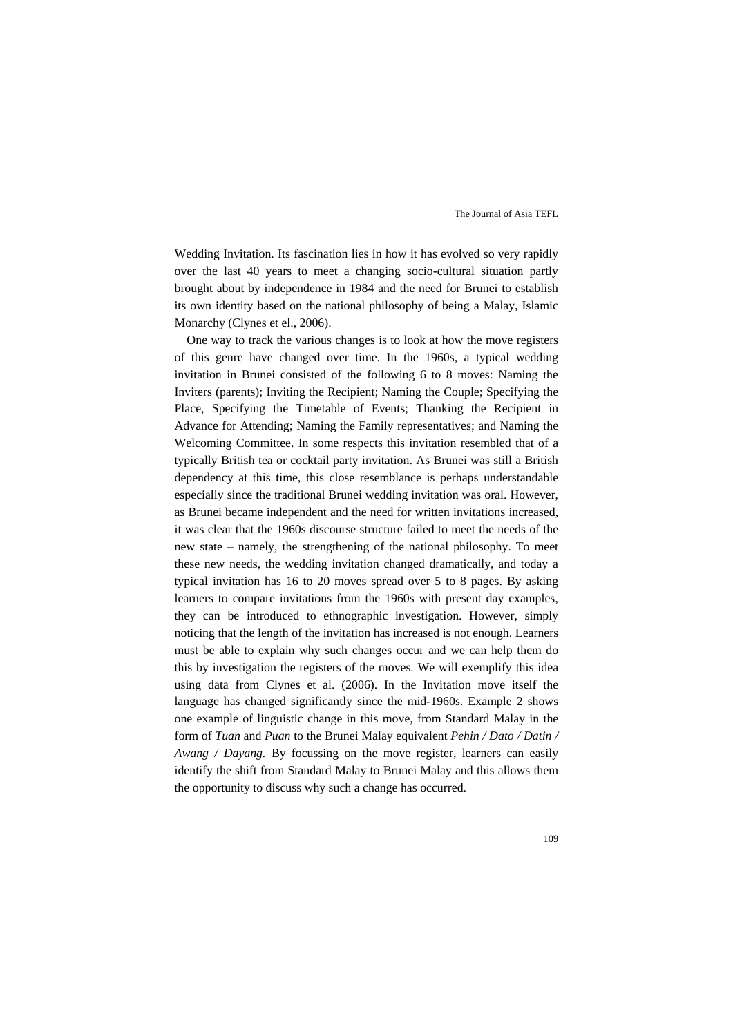Wedding Invitation. Its fascination lies in how it has evolved so very rapidly over the last 40 years to meet a changing socio-cultural situation partly brought about by independence in 1984 and the need for Brunei to establish its own identity based on the national philosophy of being a Malay, Islamic Monarchy (Clynes et el., 2006).

One way to track the various changes is to look at how the move registers of this genre have changed over time. In the 1960s, a typical wedding invitation in Brunei consisted of the following 6 to 8 moves: Naming the Inviters (parents); Inviting the Recipient; Naming the Couple; Specifying the Place, Specifying the Timetable of Events; Thanking the Recipient in Advance for Attending; Naming the Family representatives; and Naming the Welcoming Committee. In some respects this invitation resembled that of a typically British tea or cocktail party invitation. As Brunei was still a British dependency at this time, this close resemblance is perhaps understandable especially since the traditional Brunei wedding invitation was oral. However, as Brunei became independent and the need for written invitations increased, it was clear that the 1960s discourse structure failed to meet the needs of the new state – namely, the strengthening of the national philosophy. To meet these new needs, the wedding invitation changed dramatically, and today a typical invitation has 16 to 20 moves spread over 5 to 8 pages. By asking learners to compare invitations from the 1960s with present day examples, they can be introduced to ethnographic investigation. However, simply noticing that the length of the invitation has increased is not enough. Learners must be able to explain why such changes occur and we can help them do this by investigation the registers of the moves. We will exemplify this idea using data from Clynes et al. (2006). In the Invitation move itself the language has changed significantly since the mid-1960s. Example 2 shows one example of linguistic change in this move, from Standard Malay in the form of *Tuan* and *Puan* to the Brunei Malay equivalent *Pehin / Dato / Datin / Awang / Dayang.* By focussing on the move register, learners can easily identify the shift from Standard Malay to Brunei Malay and this allows them the opportunity to discuss why such a change has occurred.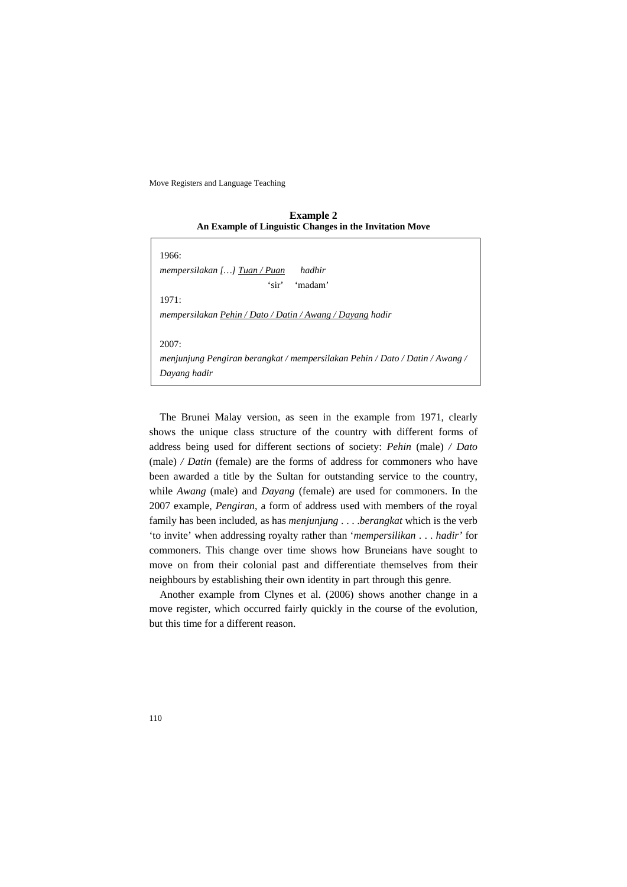**Example 2**
**An Example of Linguistic Changes in the Invitation Move**

1966:
*mempersilakan […]* *Tuan / Puan* *hadhir*
'sir' 'madam'

1971:
*mempersilakan* *Pehin / Dato / Datin / Awang / Dayang* *hadir*

2007:
*menjunjung Pengiran berangkat / mempersilakan Pehin / Dato / Datin / Awang / Dayang hadir*

The Brunei Malay version, as seen in the example from 1971, clearly shows the unique class structure of the country with different forms of address being used for different sections of society: *Pehin* (male) */ Dato* (male) */ Datin* (female) are the forms of address for commoners who have been awarded a title by the Sultan for outstanding service to the country, while *Awang* (male) and *Dayang* (female) are used for commoners. In the 2007 example, *Pengiran*, a form of address used with members of the royal family has been included, as has *menjunjung* . . . .*berangkat* which is the verb 'to invite' when addressing royalty rather than '*mempersilikan* . . . *hadir'* for commoners. This change over time shows how Bruneians have sought to move on from their colonial past and differentiate themselves from their neighbours by establishing their own identity in part through this genre.

Another example from Clynes et al. (2006) shows another change in a move register, which occurred fairly quickly in the course of the evolution, but this time for a different reason.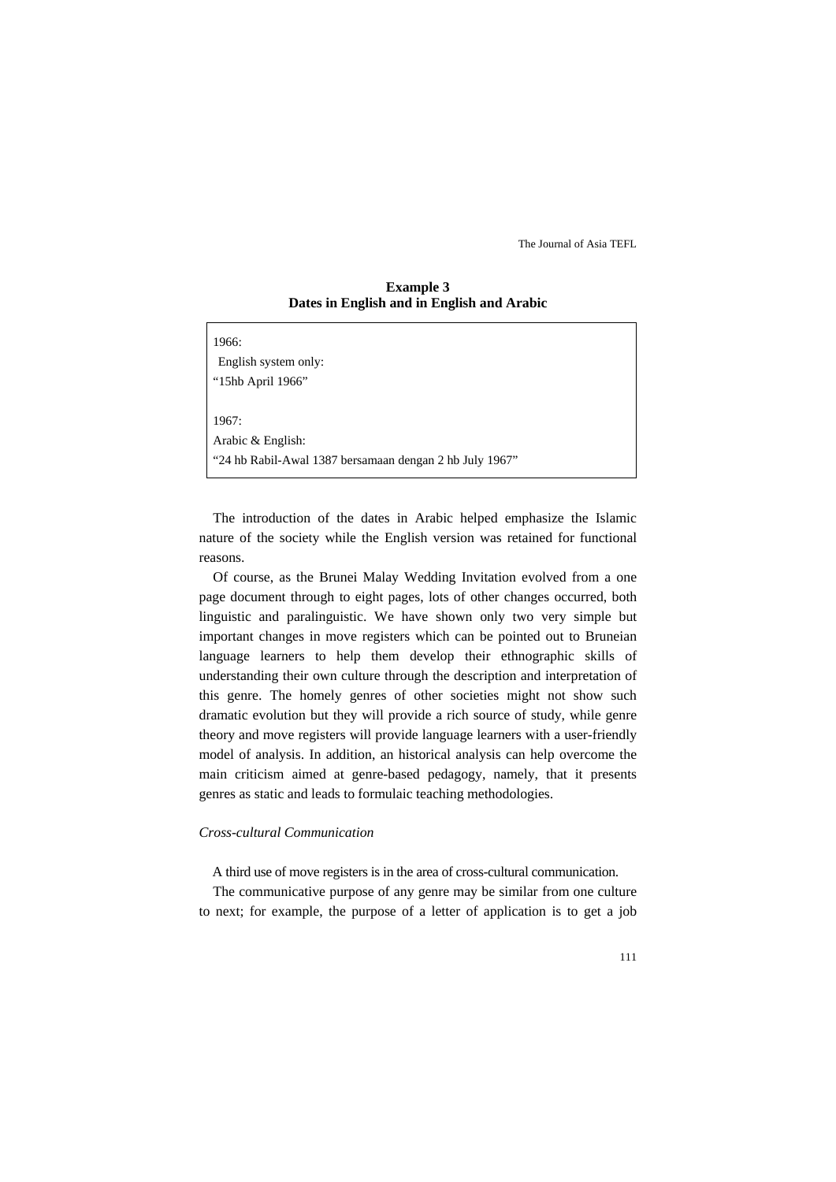**Example 3**
**Dates in English and in English and Arabic**

1966:
English system only:
"15hb April 1966"

1967:
Arabic & English:
"24 hb Rabil-Awal 1387 bersamaan dengan 2 hb July 1967"

The introduction of the dates in Arabic helped emphasize the Islamic nature of the society while the English version was retained for functional reasons.

Of course, as the Brunei Malay Wedding Invitation evolved from a one page document through to eight pages, lots of other changes occurred, both linguistic and paralinguistic. We have shown only two very simple but important changes in move registers which can be pointed out to Bruneian language learners to help them develop their ethnographic skills of understanding their own culture through the description and interpretation of this genre. The homely genres of other societies might not show such dramatic evolution but they will provide a rich source of study, while genre theory and move registers will provide language learners with a user-friendly model of analysis. In addition, an historical analysis can help overcome the main criticism aimed at genre-based pedagogy, namely, that it presents genres as static and leads to formulaic teaching methodologies.

*Cross-cultural Communication*

A third use of move registers is in the area of cross-cultural communication.

The communicative purpose of any genre may be similar from one culture to next; for example, the purpose of a letter of application is to get a job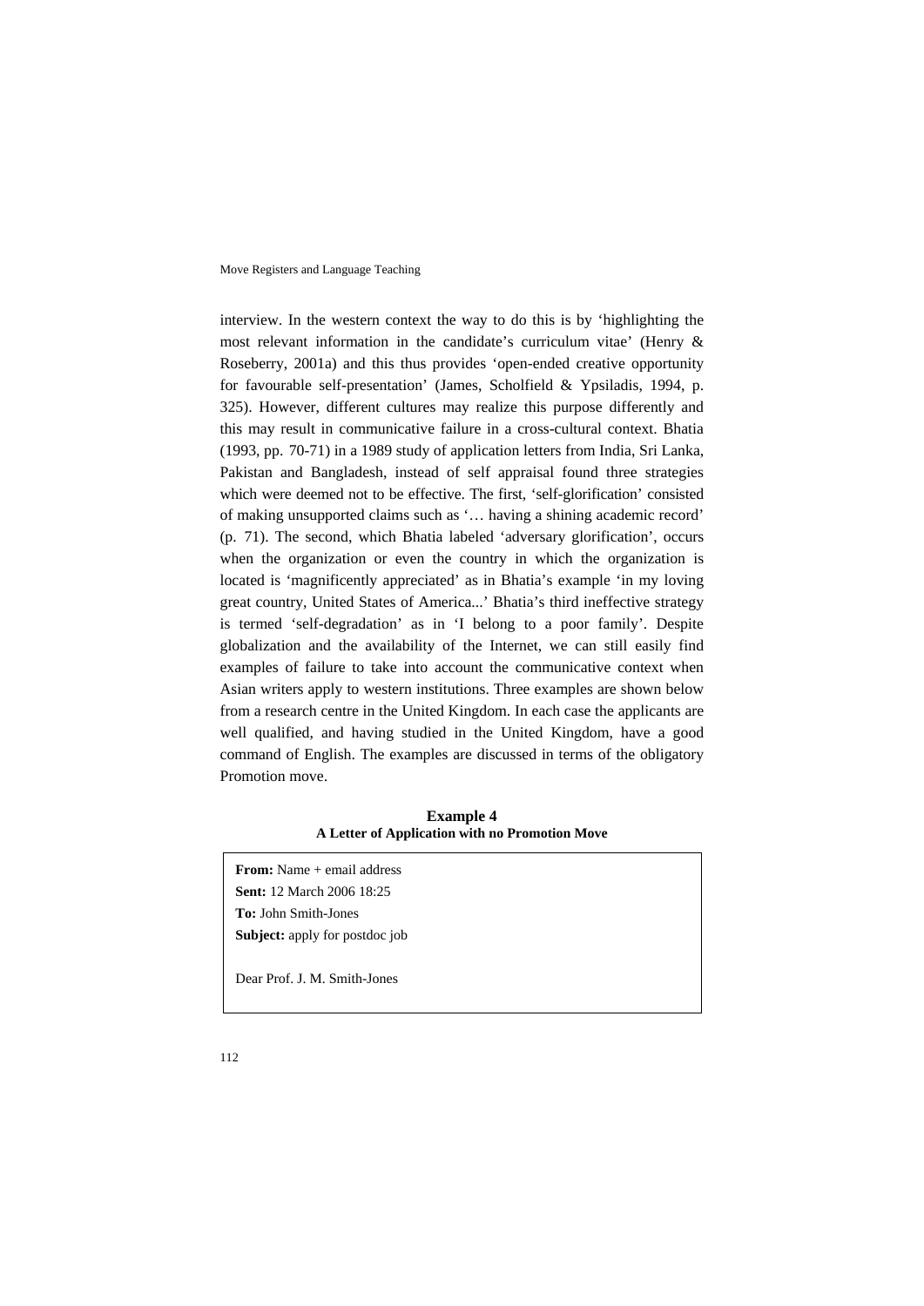interview. In the western context the way to do this is by 'highlighting the most relevant information in the candidate's curriculum vitae' (Henry & Roseberry, 2001a) and this thus provides 'open-ended creative opportunity for favourable self-presentation' (James, Scholfield & Ypsiladis, 1994, p. 325). However, different cultures may realize this purpose differently and this may result in communicative failure in a cross-cultural context. Bhatia (1993, pp. 70-71) in a 1989 study of application letters from India, Sri Lanka, Pakistan and Bangladesh, instead of self appraisal found three strategies which were deemed not to be effective. The first, 'self-glorification' consisted of making unsupported claims such as '… having a shining academic record' (p. 71). The second, which Bhatia labeled 'adversary glorification', occurs when the organization or even the country in which the organization is located is 'magnificently appreciated' as in Bhatia's example 'in my loving great country, United States of America...' Bhatia's third ineffective strategy is termed 'self-degradation' as in 'I belong to a poor family'. Despite globalization and the availability of the Internet, we can still easily find examples of failure to take into account the communicative context when Asian writers apply to western institutions. Three examples are shown below from a research centre in the United Kingdom. In each case the applicants are well qualified, and having studied in the United Kingdom, have a good command of English. The examples are discussed in terms of the obligatory Promotion move.

**Example 4**
**A Letter of Application with no Promotion Move**

**From:** Name + email address
**Sent:** 12 March 2006 18:25
**To:** John Smith-Jones
**Subject:** apply for postdoc job

Dear Prof. J. M. Smith-Jones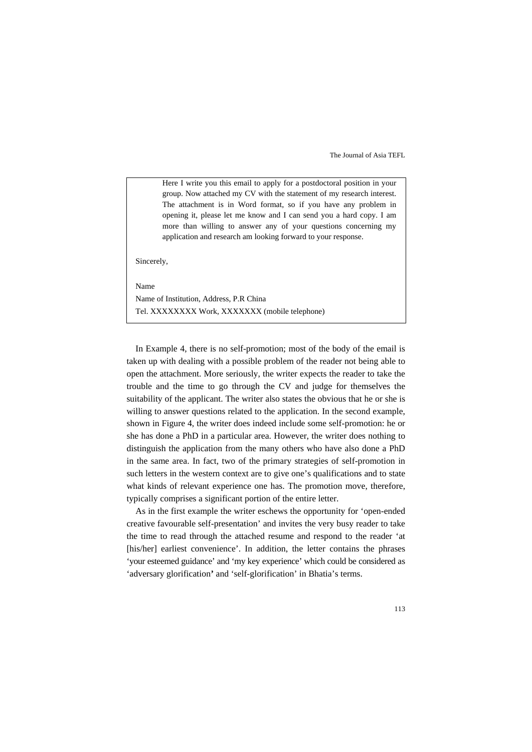> Here I write you this email to apply for a postdoctoral position in your group. Now attached my CV with the statement of my research interest. The attachment is in Word format, so if you have any problem in opening it, please let me know and I can send you a hard copy. I am more than willing to answer any of your questions concerning my application and research am looking forward to your response.
>
> Sincerely,
>
> Name
> Name of Institution, Address, P.R China
> Tel. XXXXXXXX Work, XXXXXXX (mobile telephone)

In Example 4, there is no self-promotion; most of the body of the email is taken up with dealing with a possible problem of the reader not being able to open the attachment. More seriously, the writer expects the reader to take the trouble and the time to go through the CV and judge for themselves the suitability of the applicant. The writer also states the obvious that he or she is willing to answer questions related to the application. In the second example, shown in Figure 4, the writer does indeed include some self-promotion: he or she has done a PhD in a particular area. However, the writer does nothing to distinguish the application from the many others who have also done a PhD in the same area. In fact, two of the primary strategies of self-promotion in such letters in the western context are to give one's qualifications and to state what kinds of relevant experience one has. The promotion move, therefore, typically comprises a significant portion of the entire letter.

As in the first example the writer eschews the opportunity for 'open-ended creative favourable self-presentation' and invites the very busy reader to take the time to read through the attached resume and respond to the reader 'at [his/her] earliest convenience'. In addition, the letter contains the phrases 'your esteemed guidance' and 'my key experience' which could be considered as 'adversary glorification' and 'self-glorification' in Bhatia's terms.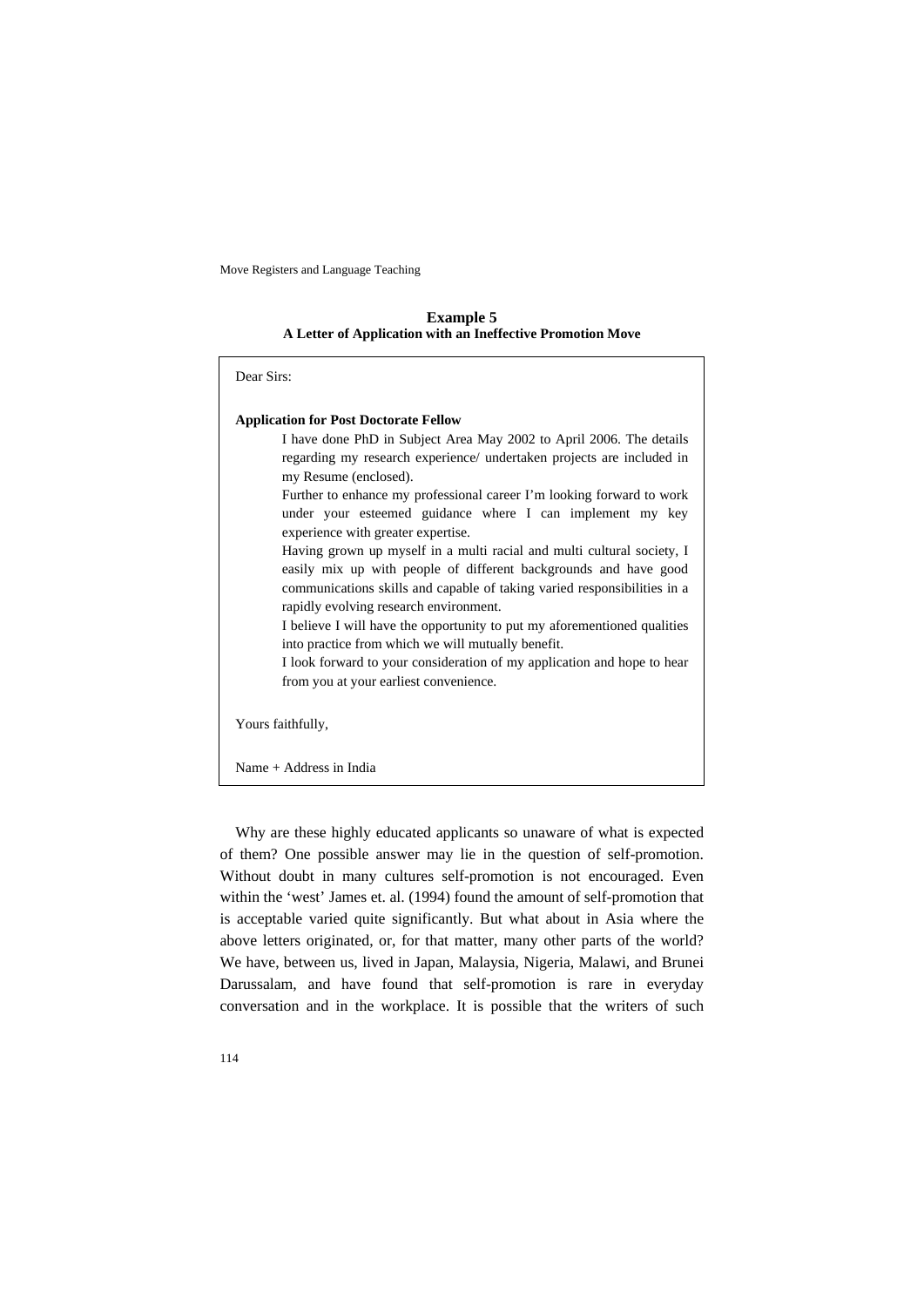**Example 5**
**A Letter of Application with an Ineffective Promotion Move**

> Dear Sirs:
>
> **Application for Post Doctorate Fellow**
>
> I have done PhD in Subject Area May 2002 to April 2006. The details regarding my research experience/ undertaken projects are included in my Resume (enclosed).
>
> Further to enhance my professional career I'm looking forward to work under your esteemed guidance where I can implement my key experience with greater expertise.
>
> Having grown up myself in a multi racial and multi cultural society, I easily mix up with people of different backgrounds and have good communications skills and capable of taking varied responsibilities in a rapidly evolving research environment.
>
> I believe I will have the opportunity to put my aforementioned qualities into practice from which we will mutually benefit.
>
> I look forward to your consideration of my application and hope to hear from you at your earliest convenience.
>
> Yours faithfully,
>
> Name + Address in India

Why are these highly educated applicants so unaware of what is expected of them? One possible answer may lie in the question of self-promotion. Without doubt in many cultures self-promotion is not encouraged. Even within the 'west' James et. al. (1994) found the amount of self-promotion that is acceptable varied quite significantly. But what about in Asia where the above letters originated, or, for that matter, many other parts of the world? We have, between us, lived in Japan, Malaysia, Nigeria, Malawi, and Brunei Darussalam, and have found that self-promotion is rare in everyday conversation and in the workplace. It is possible that the writers of such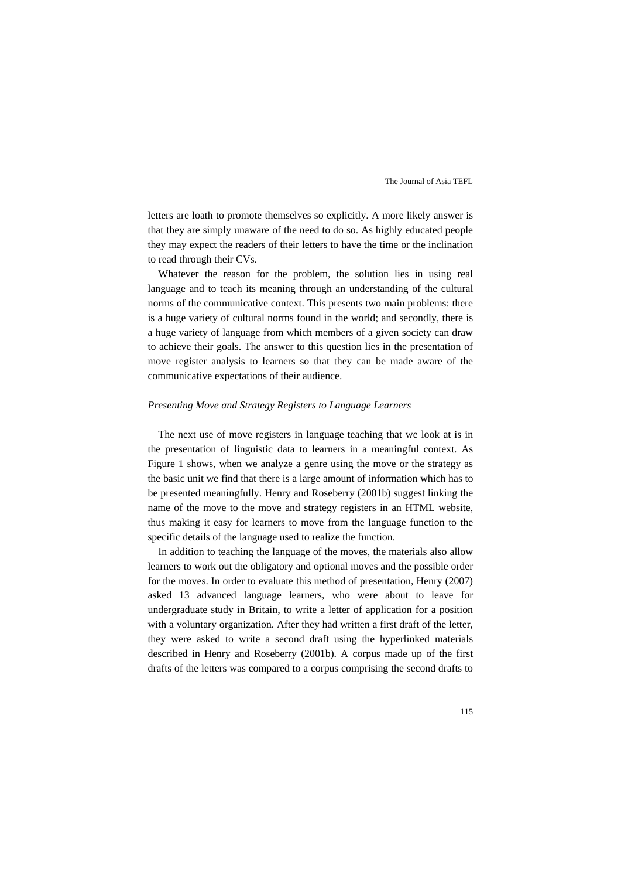letters are loath to promote themselves so explicitly. A more likely answer is that they are simply unaware of the need to do so. As highly educated people they may expect the readers of their letters to have the time or the inclination to read through their CVs.

Whatever the reason for the problem, the solution lies in using real language and to teach its meaning through an understanding of the cultural norms of the communicative context. This presents two main problems: there is a huge variety of cultural norms found in the world; and secondly, there is a huge variety of language from which members of a given society can draw to achieve their goals. The answer to this question lies in the presentation of move register analysis to learners so that they can be made aware of the communicative expectations of their audience.

### *Presenting Move and Strategy Registers to Language Learners*

The next use of move registers in language teaching that we look at is in the presentation of linguistic data to learners in a meaningful context. As Figure 1 shows, when we analyze a genre using the move or the strategy as the basic unit we find that there is a large amount of information which has to be presented meaningfully. Henry and Roseberry (2001b) suggest linking the name of the move to the move and strategy registers in an HTML website, thus making it easy for learners to move from the language function to the specific details of the language used to realize the function.

In addition to teaching the language of the moves, the materials also allow learners to work out the obligatory and optional moves and the possible order for the moves. In order to evaluate this method of presentation, Henry (2007) asked 13 advanced language learners, who were about to leave for undergraduate study in Britain, to write a letter of application for a position with a voluntary organization. After they had written a first draft of the letter, they were asked to write a second draft using the hyperlinked materials described in Henry and Roseberry (2001b). A corpus made up of the first drafts of the letters was compared to a corpus comprising the second drafts to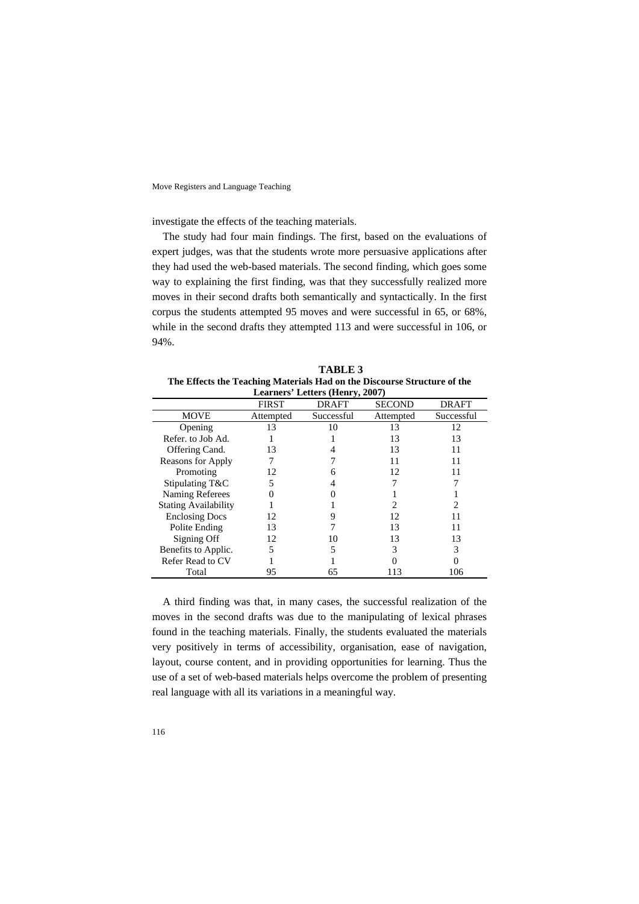investigate the effects of the teaching materials.

The study had four main findings. The first, based on the evaluations of expert judges, was that the students wrote more persuasive applications after they had used the web-based materials. The second finding, which goes some way to explaining the first finding, was that they successfully realized more moves in their second drafts both semantically and syntactically. In the first corpus the students attempted 95 moves and were successful in 65, or 68%, while in the second drafts they attempted 113 and were successful in 106, or 94%.

**TABLE 3**
**The Effects the Teaching Materials Had on the Discourse Structure of the Learners' Letters (Henry, 2007)**

| | FIRST | DRAFT | SECOND | DRAFT |
|---|---|---|---|---|
| MOVE | Attempted | Successful | Attempted | Successful |
| Opening | 13 | 10 | 13 | 12 |
| Refer. to Job Ad. | 1 | 1 | 13 | 13 |
| Offering Cand. | 13 | 4 | 13 | 11 |
| Reasons for Apply | 7 | 7 | 11 | 11 |
| Promoting | 12 | 6 | 12 | 11 |
| Stipulating T&C | 5 | 4 | 7 | 7 |
| Naming Referees | 0 | 0 | 1 | 1 |
| Stating Availability | 1 | 1 | 2 | 2 |
| Enclosing Docs | 12 | 9 | 12 | 11 |
| Polite Ending | 13 | 7 | 13 | 11 |
| Signing Off | 12 | 10 | 13 | 13 |
| Benefits to Applic. | 5 | 5 | 3 | 3 |
| Refer Read to CV | 1 | 1 | 0 | 0 |
| Total | 95 | 65 | 113 | 106 |

A third finding was that, in many cases, the successful realization of the moves in the second drafts was due to the manipulating of lexical phrases found in the teaching materials. Finally, the students evaluated the materials very positively in terms of accessibility, organisation, ease of navigation, layout, course content, and in providing opportunities for learning. Thus the use of a set of web-based materials helps overcome the problem of presenting real language with all its variations in a meaningful way.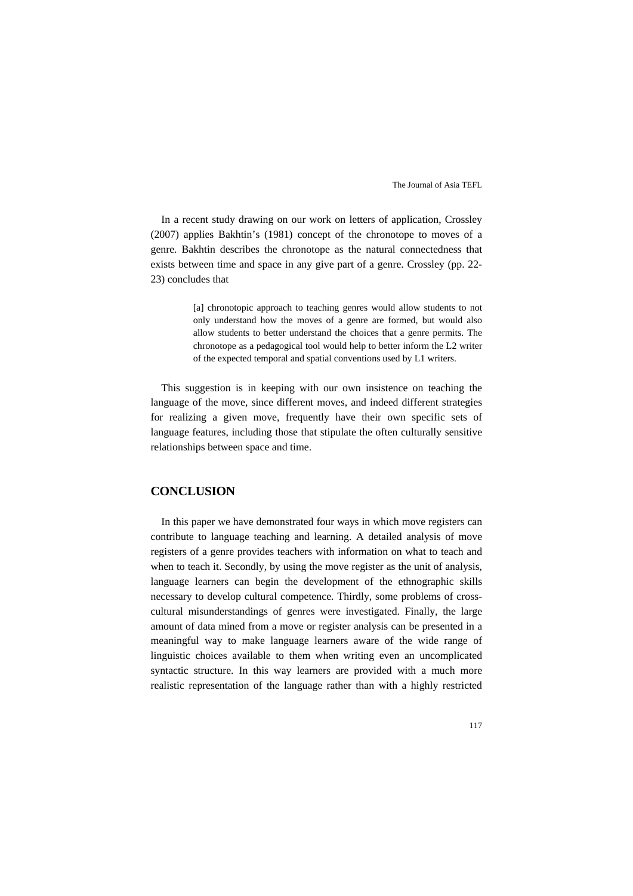In a recent study drawing on our work on letters of application, Crossley (2007) applies Bakhtin's (1981) concept of the chronotope to moves of a genre. Bakhtin describes the chronotope as the natural connectedness that exists between time and space in any give part of a genre. Crossley (pp. 22-23) concludes that

> [a] chronotopic approach to teaching genres would allow students to not only understand how the moves of a genre are formed, but would also allow students to better understand the choices that a genre permits. The chronotope as a pedagogical tool would help to better inform the L2 writer of the expected temporal and spatial conventions used by L1 writers.

This suggestion is in keeping with our own insistence on teaching the language of the move, since different moves, and indeed different strategies for realizing a given move, frequently have their own specific sets of language features, including those that stipulate the often culturally sensitive relationships between space and time.

## CONCLUSION

In this paper we have demonstrated four ways in which move registers can contribute to language teaching and learning. A detailed analysis of move registers of a genre provides teachers with information on what to teach and when to teach it. Secondly, by using the move register as the unit of analysis, language learners can begin the development of the ethnographic skills necessary to develop cultural competence. Thirdly, some problems of cross-cultural misunderstandings of genres were investigated. Finally, the large amount of data mined from a move or register analysis can be presented in a meaningful way to make language learners aware of the wide range of linguistic choices available to them when writing even an uncomplicated syntactic structure. In this way learners are provided with a much more realistic representation of the language rather than with a highly restricted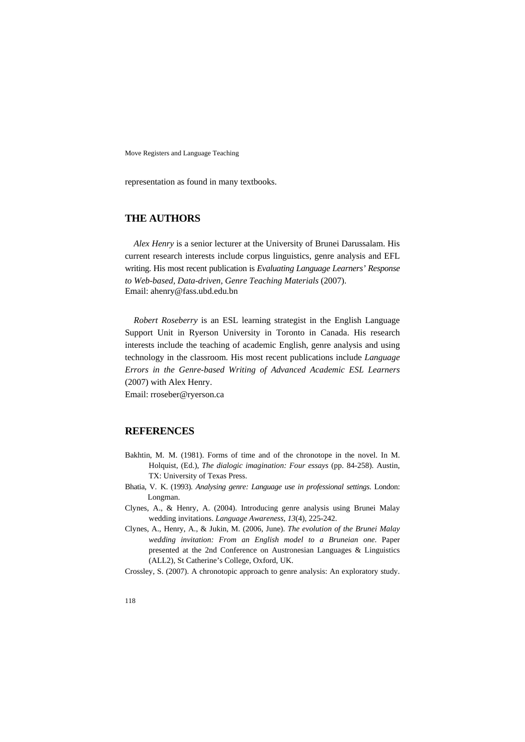representation as found in many textbooks.

## THE AUTHORS

*Alex Henry* is a senior lecturer at the University of Brunei Darussalam. His current research interests include corpus linguistics, genre analysis and EFL writing. His most recent publication is *Evaluating Language Learners' Response to Web-based, Data-driven, Genre Teaching Materials* (2007).
Email: ahenry@fass.ubd.edu.bn

*Robert Roseberry* is an ESL learning strategist in the English Language Support Unit in Ryerson University in Toronto in Canada. His research interests include the teaching of academic English, genre analysis and using technology in the classroom. His most recent publications include *Language Errors in the Genre-based Writing of Advanced Academic ESL Learners* (2007) with Alex Henry.
Email: rroseber@ryerson.ca

## REFERENCES

Bakhtin, M. M. (1981). Forms of time and of the chronotope in the novel. In M. Holquist, (Ed.), *The dialogic imagination: Four essays* (pp. 84-258). Austin, TX: University of Texas Press.

Bhatia, V. K. (1993). *Analysing genre: Language use in professional settings.* London: Longman.

Clynes, A., & Henry, A. (2004). Introducing genre analysis using Brunei Malay wedding invitations. *Language Awareness*, *13*(4), 225-242.

Clynes, A., Henry, A., & Jukin, M. (2006, June). *The evolution of the Brunei Malay wedding invitation: From an English model to a Bruneian one*. Paper presented at the 2nd Conference on Austronesian Languages & Linguistics (ALL2), St Catherine's College, Oxford, UK.

Crossley, S. (2007). A chronotopic approach to genre analysis: An exploratory study.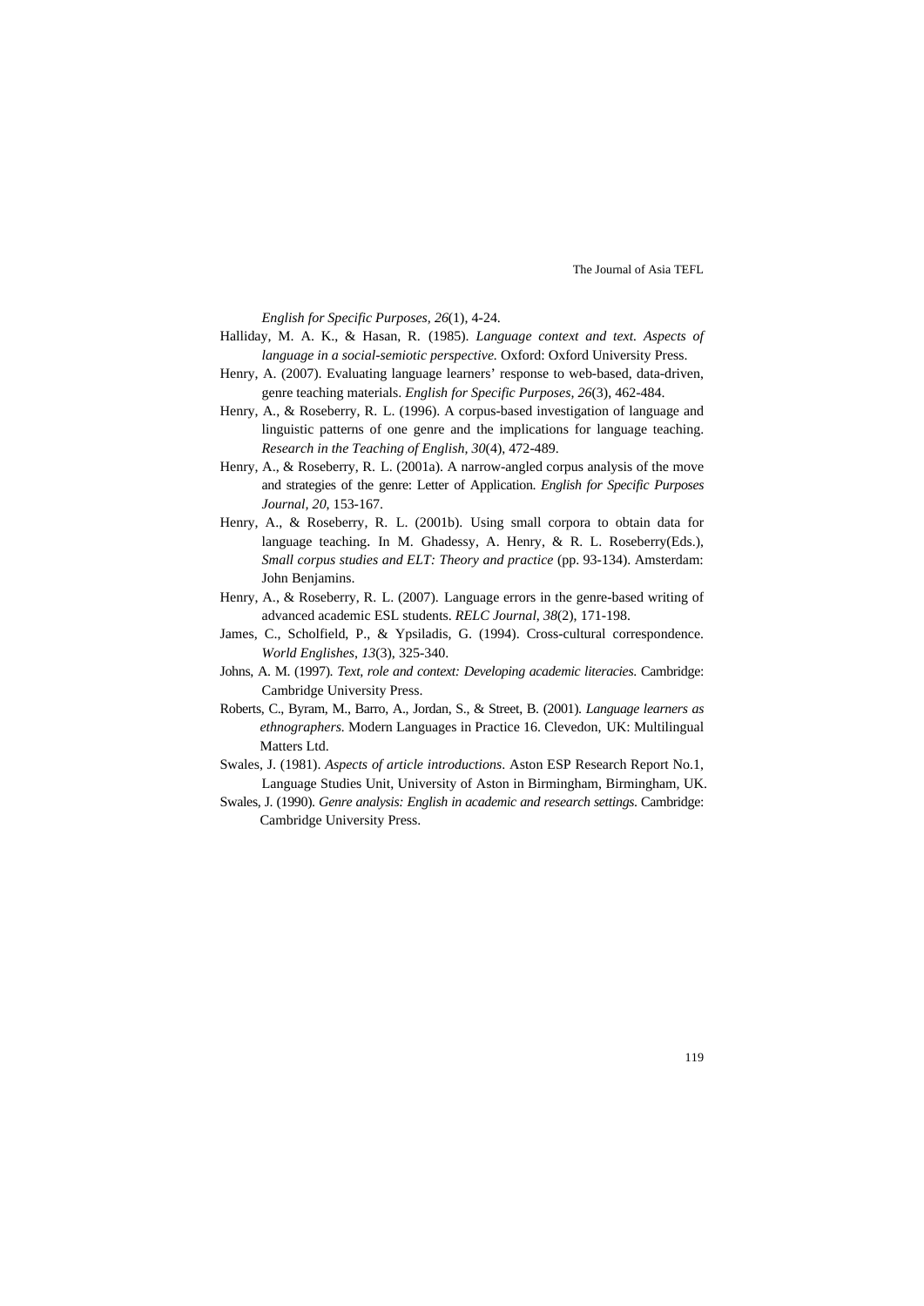*English for Specific Purposes, 26*(1), 4-24.

Halliday, M. A. K., & Hasan, R. (1985). *Language context and text. Aspects of language in a social-semiotic perspective.* Oxford: Oxford University Press.

Henry, A. (2007). Evaluating language learners' response to web-based, data-driven, genre teaching materials. *English for Specific Purposes, 26*(3), 462-484.

Henry, A., & Roseberry, R. L. (1996). A corpus-based investigation of language and linguistic patterns of one genre and the implications for language teaching. *Research in the Teaching of English, 30*(4), 472-489.

Henry, A., & Roseberry, R. L. (2001a). A narrow-angled corpus analysis of the move and strategies of the genre: Letter of Application. *English for Specific Purposes Journal, 20,* 153-167.

Henry, A., & Roseberry, R. L. (2001b). Using small corpora to obtain data for language teaching. In M. Ghadessy, A. Henry, & R. L. Roseberry(Eds.), *Small corpus studies and ELT: Theory and practice* (pp. 93-134). Amsterdam: John Benjamins.

Henry, A., & Roseberry, R. L. (2007). Language errors in the genre-based writing of advanced academic ESL students. *RELC Journal, 38*(2), 171-198.

James, C., Scholfield, P., & Ypsiladis, G. (1994). Cross-cultural correspondence. *World Englishes, 13*(3), 325-340.

Johns, A. M. (1997). *Text, role and context: Developing academic literacies.* Cambridge: Cambridge University Press.

Roberts, C., Byram, M., Barro, A., Jordan, S., & Street, B. (2001). *Language learners as ethnographers.* Modern Languages in Practice 16. Clevedon, UK: Multilingual Matters Ltd.

Swales, J. (1981). *Aspects of article introductions*. Aston ESP Research Report No.1, Language Studies Unit, University of Aston in Birmingham, Birmingham, UK.

Swales, J. (1990). *Genre analysis: English in academic and research settings.* Cambridge: Cambridge University Press.